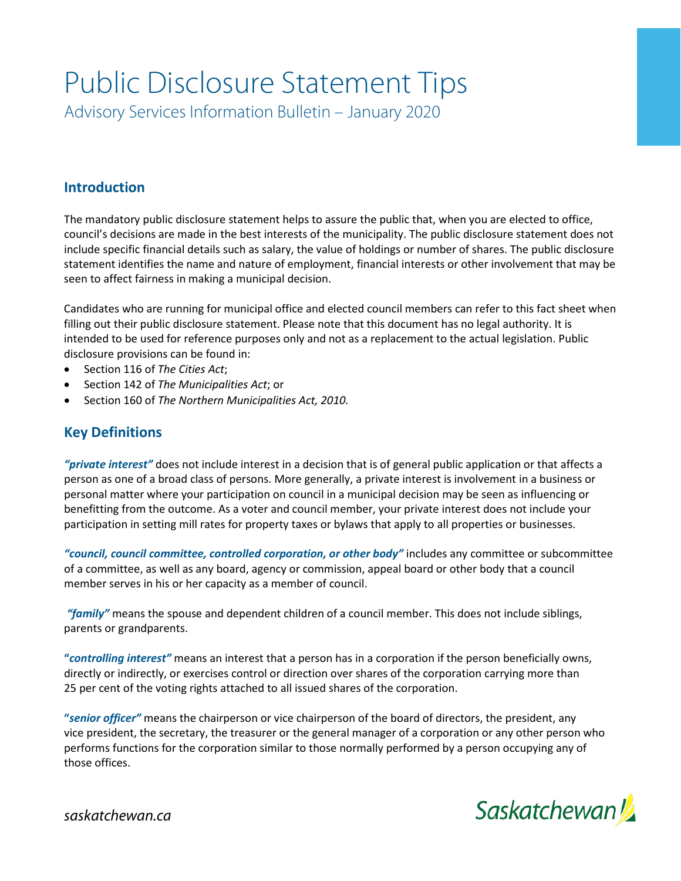# Public Disclosure Statement Tips

Advisory Services Information Bulletin – January 2020

## Introduction

The mandatory public disclosure statement helps to assure the public that, when you are elected to office, council's decisions are made in the best interests of the municipality. The public disclosure statement does not include specific financial details such as salary, the value of holdings or number of shares. The public disclosure statement identifies the name and nature of employment, financial interests or other involvement that may be seen to affect fairness in making a municipal decision.

Candidates who are running for municipal office and elected council members can refer to this fact sheet when filling out their public disclosure statement. Please note that this document has no legal authority. It is intended to be used for reference purposes only and not as a replacement to the actual legislation. Public disclosure provisions can be found in:

- Section 116 of *The Cities Act*;
- Section 142 of *The Municipalities Act*; or
- Section 160 of *The Northern Municipalities Act, 2010.*

## Key Definitions

***"private interest"*** does not include interest in a decision that is of general public application or that affects a person as one of a broad class of persons. More generally, a private interest is involvement in a business or personal matter where your participation on council in a municipal decision may be seen as influencing or benefitting from the outcome. As a voter and council member, your private interest does not include your participation in setting mill rates for property taxes or bylaws that apply to all properties or businesses.

***"council, council committee, controlled corporation, or other body"*** includes any committee or subcommittee of a committee, as well as any board, agency or commission, appeal board or other body that a council member serves in his or her capacity as a member of council.

***"family"*** means the spouse and dependent children of a council member. This does not include siblings, parents or grandparents.

***"controlling interest"*** means an interest that a person has in a corporation if the person beneficially owns, directly or indirectly, or exercises control or direction over shares of the corporation carrying more than 25 per cent of the voting rights attached to all issued shares of the corporation.

***"senior officer"*** means the chairperson or vice chairperson of the board of directors, the president, any vice president, the secretary, the treasurer or the general manager of a corporation or any other person who performs functions for the corporation similar to those normally performed by a person occupying any of those offices.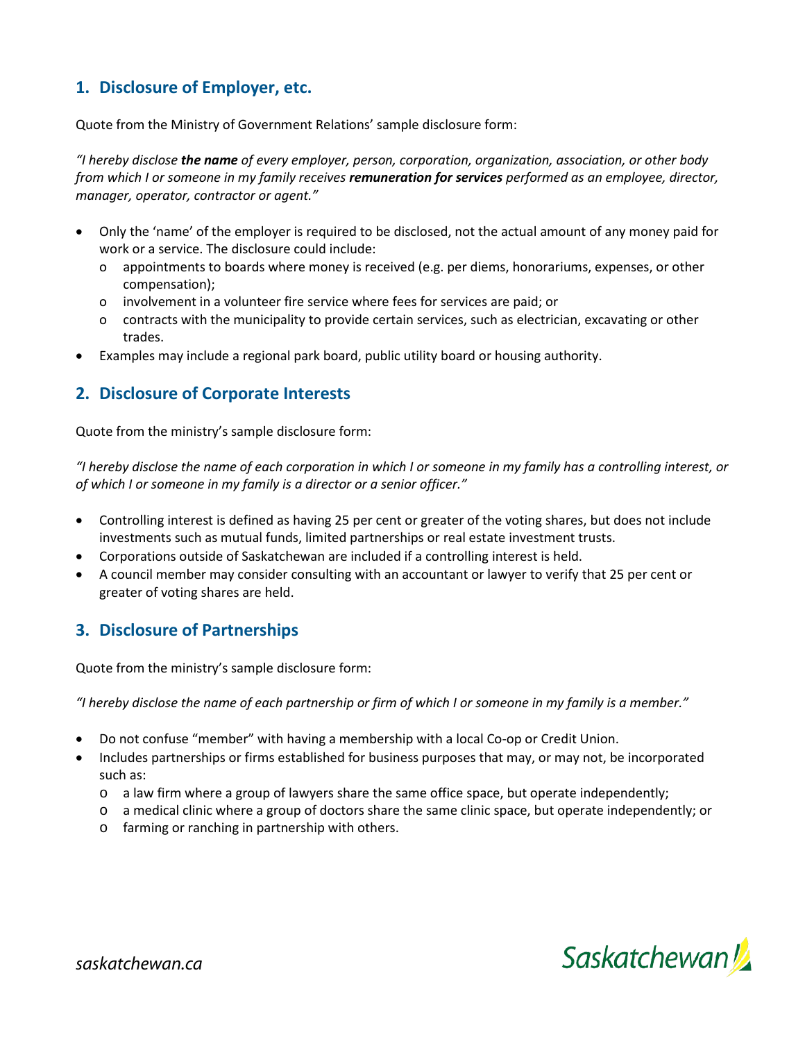## 1. Disclosure of Employer, etc.

Quote from the Ministry of Government Relations' sample disclosure form:

*"I hereby disclose **the name** of every employer, person, corporation, organization, association, or other body from which I or someone in my family receives **remuneration for services** performed as an employee, director, manager, operator, contractor or agent."*

- Only the 'name' of the employer is required to be disclosed, not the actual amount of any money paid for work or a service. The disclosure could include:
  - appointments to boards where money is received (e.g. per diems, honorariums, expenses, or other compensation);
  - involvement in a volunteer fire service where fees for services are paid; or
  - contracts with the municipality to provide certain services, such as electrician, excavating or other trades.
- Examples may include a regional park board, public utility board or housing authority.

## 2. Disclosure of Corporate Interests

Quote from the ministry's sample disclosure form:

*"I hereby disclose the name of each corporation in which I or someone in my family has a controlling interest, or of which I or someone in my family is a director or a senior officer."*

- Controlling interest is defined as having 25 per cent or greater of the voting shares, but does not include investments such as mutual funds, limited partnerships or real estate investment trusts.
- Corporations outside of Saskatchewan are included if a controlling interest is held.
- A council member may consider consulting with an accountant or lawyer to verify that 25 per cent or greater of voting shares are held.

## 3. Disclosure of Partnerships

Quote from the ministry's sample disclosure form:

*"I hereby disclose the name of each partnership or firm of which I or someone in my family is a member."*

- Do not confuse "member" with having a membership with a local Co-op or Credit Union.
- Includes partnerships or firms established for business purposes that may, or may not, be incorporated such as:
  - a law firm where a group of lawyers share the same office space, but operate independently;
  - a medical clinic where a group of doctors share the same clinic space, but operate independently; or
  - farming or ranching in partnership with others.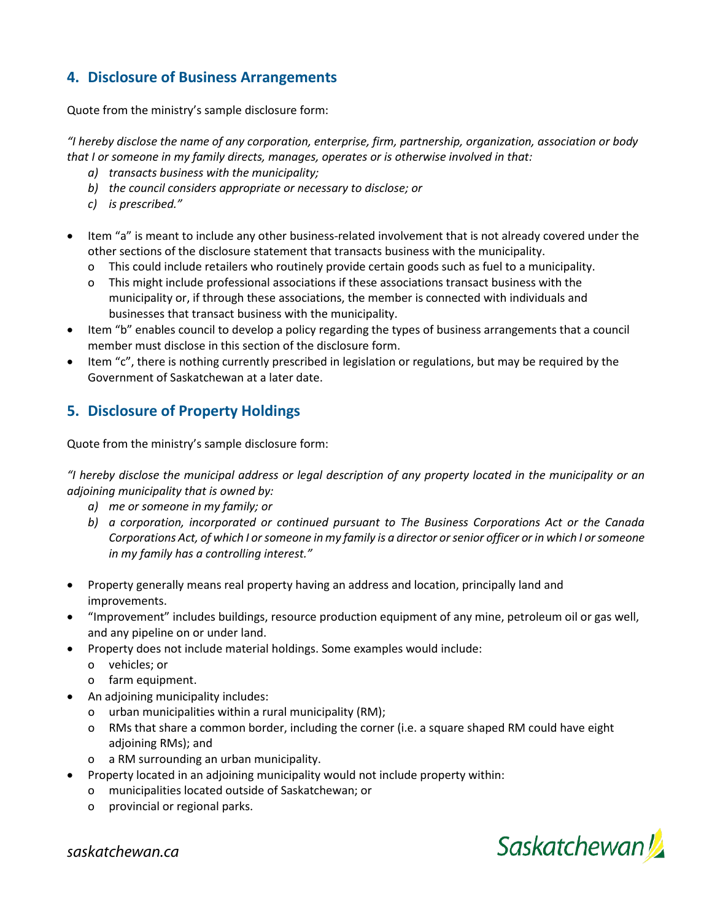## 4. Disclosure of Business Arrangements

Quote from the ministry's sample disclosure form:

*"I hereby disclose the name of any corporation, enterprise, firm, partnership, organization, association or body that I or someone in my family directs, manages, operates or is otherwise involved in that:*

*a) transacts business with the municipality;*
*b) the council considers appropriate or necessary to disclose; or*
*c) is prescribed."*

- Item "a" is meant to include any other business-related involvement that is not already covered under the other sections of the disclosure statement that transacts business with the municipality.
    - This could include retailers who routinely provide certain goods such as fuel to a municipality.
    - This might include professional associations if these associations transact business with the municipality or, if through these associations, the member is connected with individuals and businesses that transact business with the municipality.
- Item "b" enables council to develop a policy regarding the types of business arrangements that a council member must disclose in this section of the disclosure form.
- Item "c", there is nothing currently prescribed in legislation or regulations, but may be required by the Government of Saskatchewan at a later date.

## 5. Disclosure of Property Holdings

Quote from the ministry's sample disclosure form:

*"I hereby disclose the municipal address or legal description of any property located in the municipality or an adjoining municipality that is owned by:*

*a) me or someone in my family; or*
*b) a corporation, incorporated or continued pursuant to The Business Corporations Act or the Canada Corporations Act, of which I or someone in my family is a director or senior officer or in which I or someone in my family has a controlling interest."*

- Property generally means real property having an address and location, principally land and improvements.
- "Improvement" includes buildings, resource production equipment of any mine, petroleum oil or gas well, and any pipeline on or under land.
- Property does not include material holdings. Some examples would include:
    - vehicles; or
    - farm equipment.
- An adjoining municipality includes:
    - urban municipalities within a rural municipality (RM);
    - RMs that share a common border, including the corner (i.e. a square shaped RM could have eight adjoining RMs); and
    - a RM surrounding an urban municipality.
- Property located in an adjoining municipality would not include property within:
    - municipalities located outside of Saskatchewan; or
    - provincial or regional parks.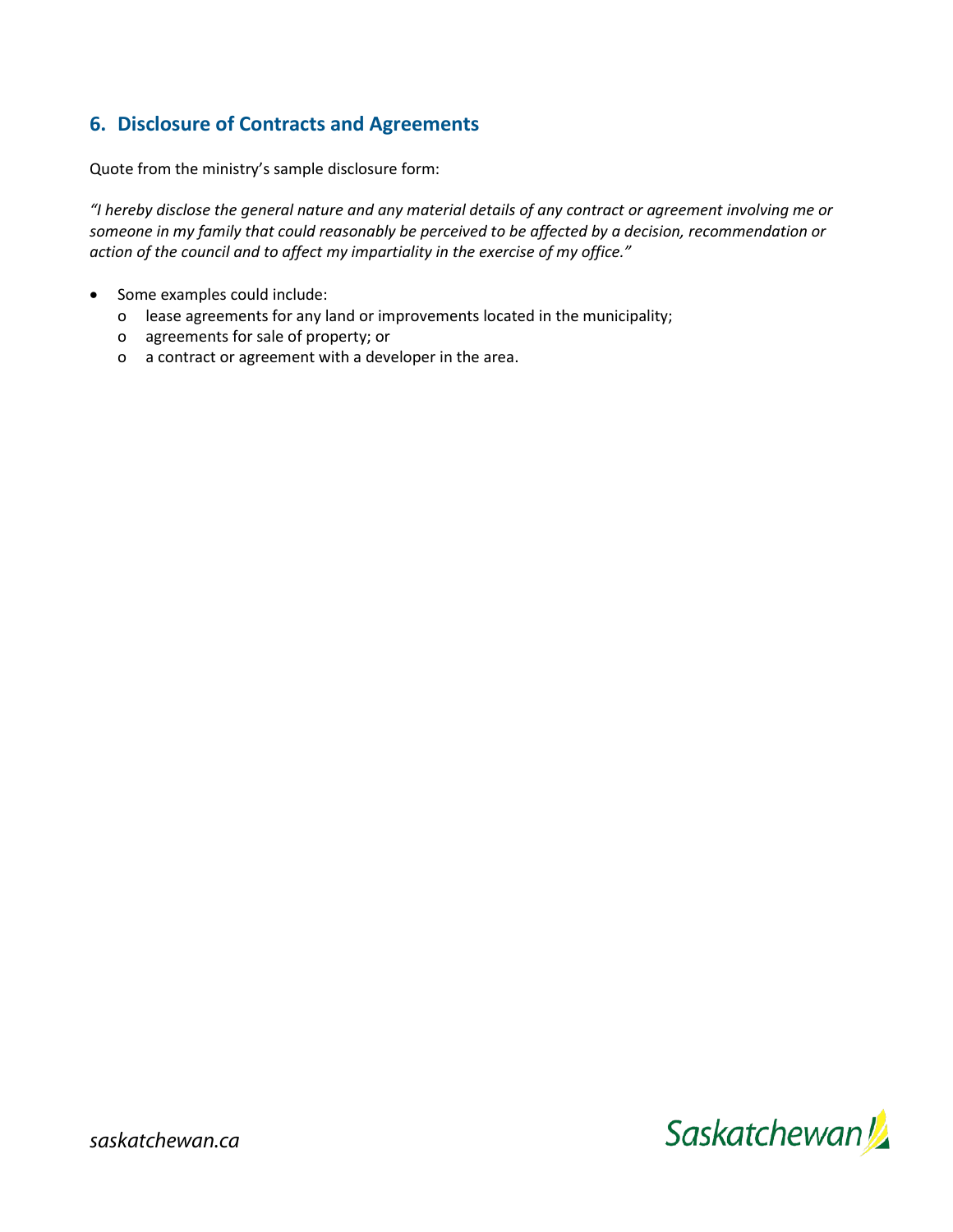## 6. Disclosure of Contracts and Agreements

Quote from the ministry's sample disclosure form:

*"I hereby disclose the general nature and any material details of any contract or agreement involving me or someone in my family that could reasonably be perceived to be affected by a decision, recommendation or action of the council and to affect my impartiality in the exercise of my office."*

- Some examples could include:
  - lease agreements for any land or improvements located in the municipality;
  - agreements for sale of property; or
  - a contract or agreement with a developer in the area.